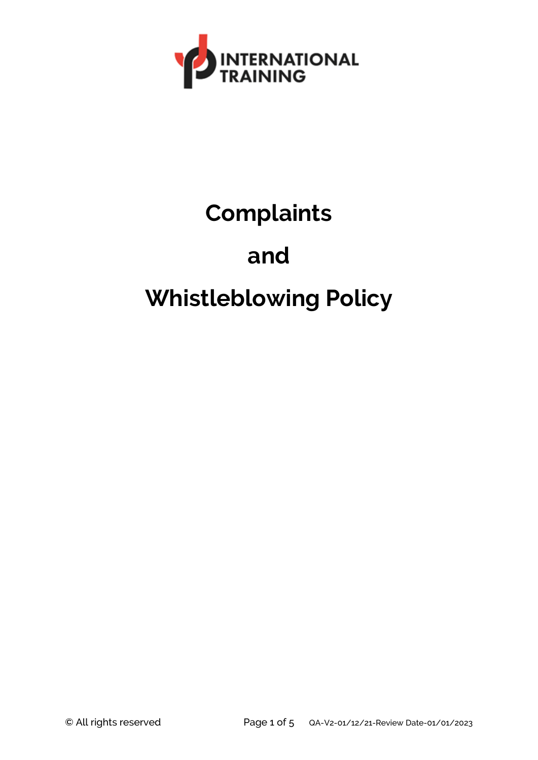INTERNATIONAL TRAINING

# Complaints

# and

# Whistleblowing Policy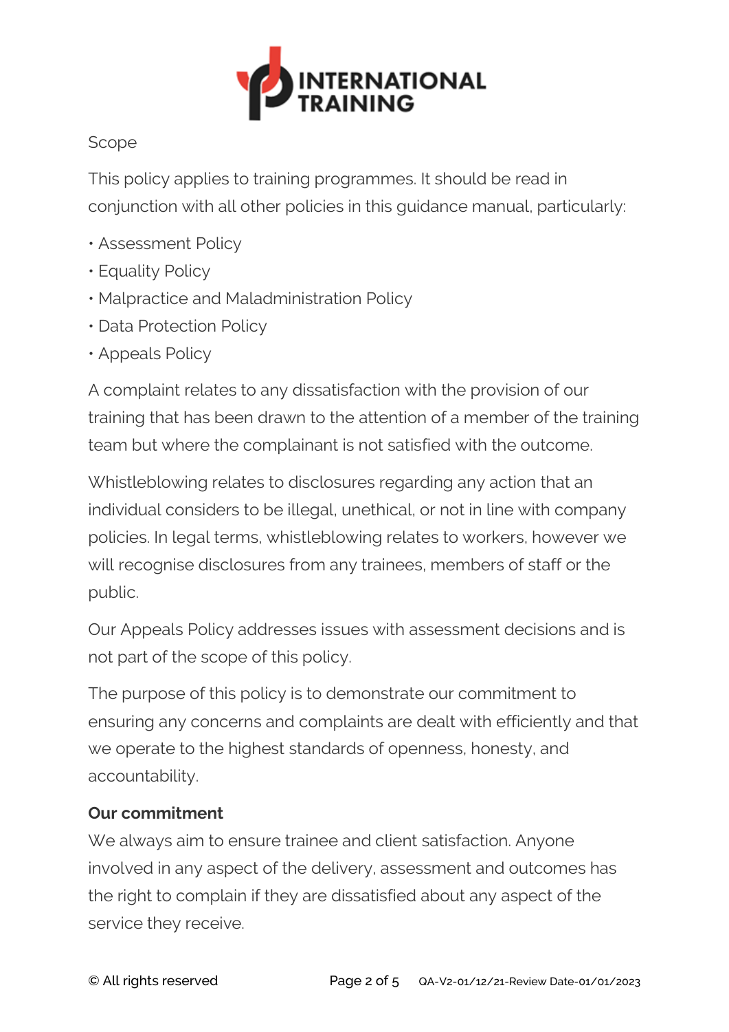Scope

This policy applies to training programmes. It should be read in conjunction with all other policies in this guidance manual, particularly:

- Assessment Policy
- Equality Policy
- Malpractice and Maladministration Policy
- Data Protection Policy
- Appeals Policy

A complaint relates to any dissatisfaction with the provision of our training that has been drawn to the attention of a member of the training team but where the complainant is not satisfied with the outcome.

Whistleblowing relates to disclosures regarding any action that an individual considers to be illegal, unethical, or not in line with company policies. In legal terms, whistleblowing relates to workers, however we will recognise disclosures from any trainees, members of staff or the public.

Our Appeals Policy addresses issues with assessment decisions and is not part of the scope of this policy.

The purpose of this policy is to demonstrate our commitment to ensuring any concerns and complaints are dealt with efficiently and that we operate to the highest standards of openness, honesty, and accountability.

**Our commitment**

We always aim to ensure trainee and client satisfaction. Anyone involved in any aspect of the delivery, assessment and outcomes has the right to complain if they are dissatisfied about any aspect of the service they receive.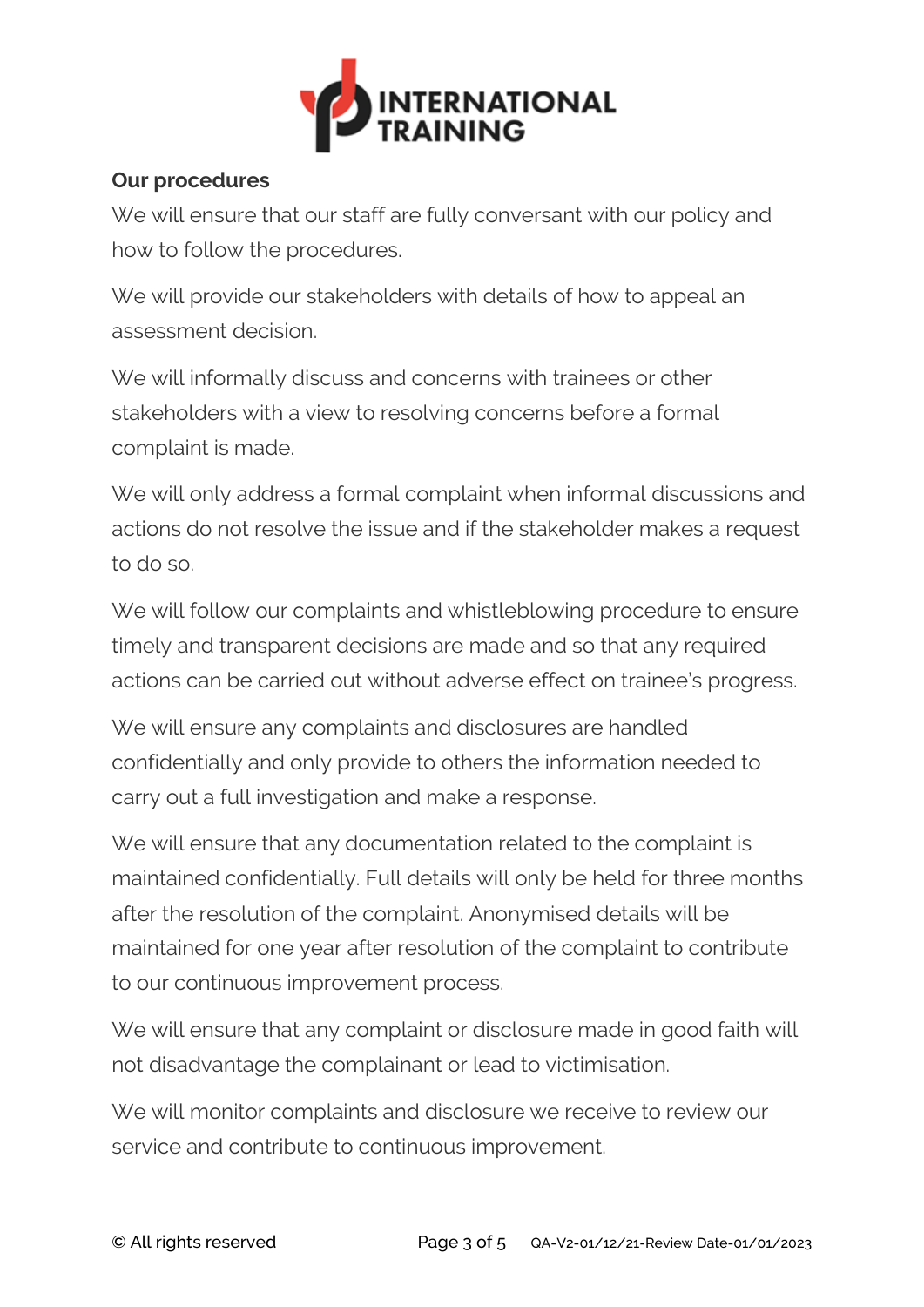**Our procedures**

We will ensure that our staff are fully conversant with our policy and how to follow the procedures.

We will provide our stakeholders with details of how to appeal an assessment decision.

We will informally discuss and concerns with trainees or other stakeholders with a view to resolving concerns before a formal complaint is made.

We will only address a formal complaint when informal discussions and actions do not resolve the issue and if the stakeholder makes a request to do so.

We will follow our complaints and whistleblowing procedure to ensure timely and transparent decisions are made and so that any required actions can be carried out without adverse effect on trainee's progress.

We will ensure any complaints and disclosures are handled confidentially and only provide to others the information needed to carry out a full investigation and make a response.

We will ensure that any documentation related to the complaint is maintained confidentially. Full details will only be held for three months after the resolution of the complaint. Anonymised details will be maintained for one year after resolution of the complaint to contribute to our continuous improvement process.

We will ensure that any complaint or disclosure made in good faith will not disadvantage the complainant or lead to victimisation.

We will monitor complaints and disclosure we receive to review our service and contribute to continuous improvement.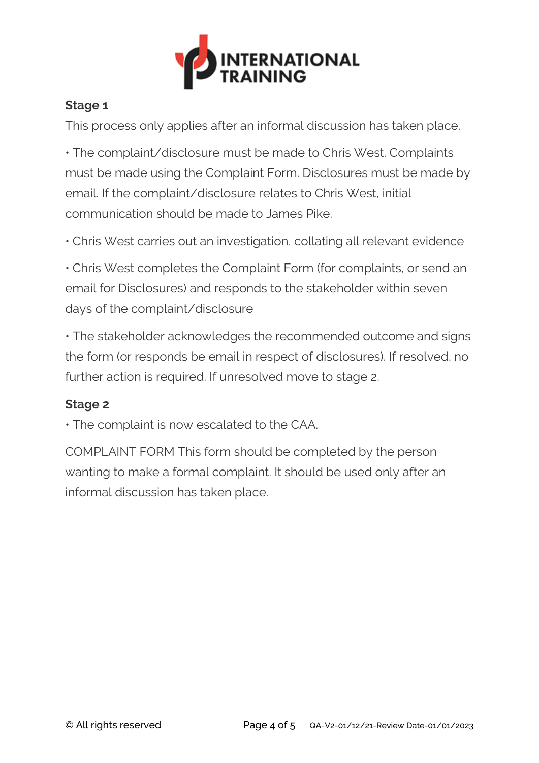### Stage 1

This process only applies after an informal discussion has taken place.

- The complaint/disclosure must be made to Chris West. Complaints must be made using the Complaint Form. Disclosures must be made by email. If the complaint/disclosure relates to Chris West, initial communication should be made to James Pike.
- Chris West carries out an investigation, collating all relevant evidence
- Chris West completes the Complaint Form (for complaints, or send an email for Disclosures) and responds to the stakeholder within seven days of the complaint/disclosure
- The stakeholder acknowledges the recommended outcome and signs the form (or responds be email in respect of disclosures). If resolved, no further action is required. If unresolved move to stage 2.

### Stage 2

- The complaint is now escalated to the CAA.

COMPLAINT FORM This form should be completed by the person wanting to make a formal complaint. It should be used only after an informal discussion has taken place.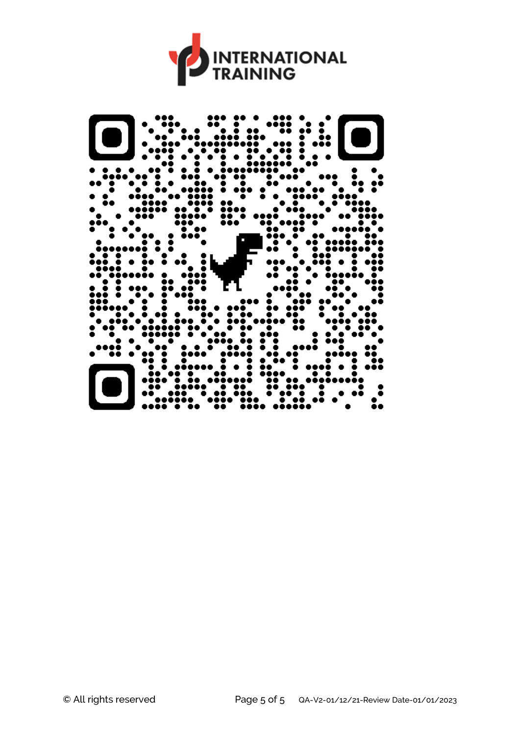INTERNATIONAL TRAINING

© All rights reserved

QA-V2-01/12/21-Review Date-01/01/2023